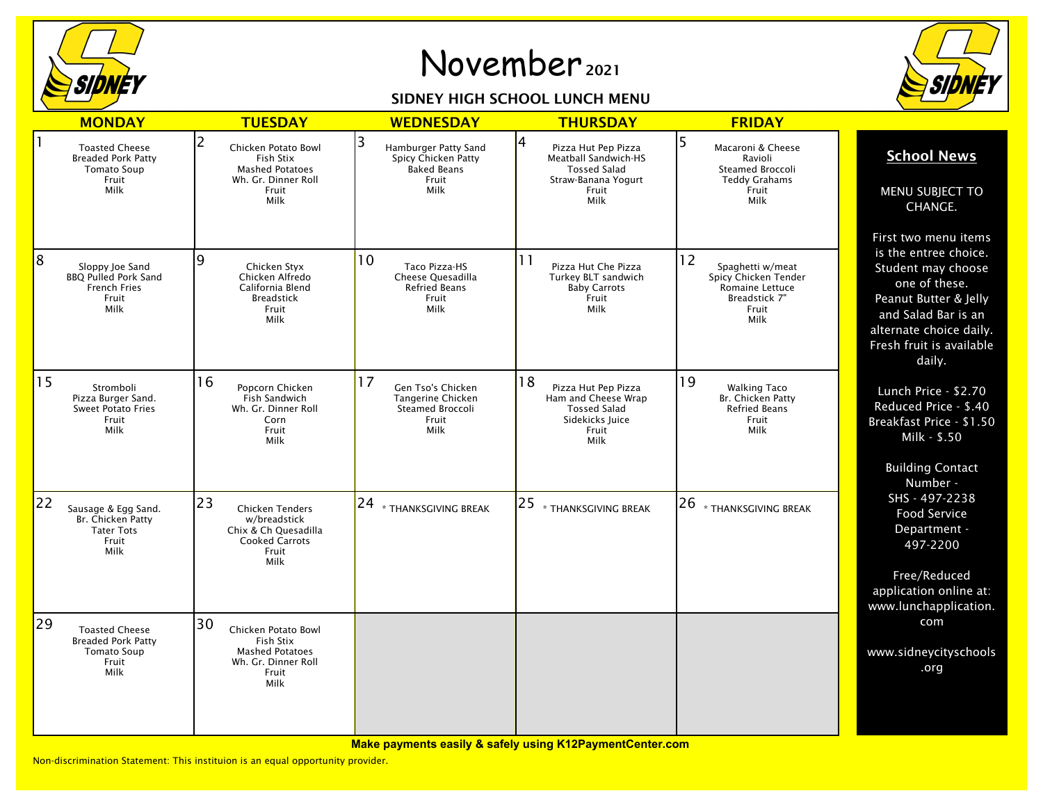# November 2021

## SIDNEY HIGH SCHOOL LUNCH MENU

| MONDAY | TUESDAY | WEDNESDAY | THURSDAY | FRIDAY |
|---|---|---|---|---|
| 1<br>Toasted Cheese<br>Breaded Pork Patty<br>Tomato Soup<br>Fruit<br>Milk | 2<br>Chicken Potato Bowl<br>Fish Stix<br>Mashed Potatoes<br>Wh. Gr. Dinner Roll<br>Fruit<br>Milk | 3<br>Hamburger Patty Sand<br>Spicy Chicken Patty<br>Baked Beans<br>Fruit<br>Milk | 4<br>Pizza Hut Pep Pizza<br>Meatball Sandwich-HS<br>Tossed Salad<br>Straw-Banana Yogurt<br>Fruit<br>Milk | 5<br>Macaroni & Cheese<br>Ravioli<br>Steamed Broccoli<br>Teddy Grahams<br>Fruit<br>Milk |
| 8<br>Sloppy Joe Sand<br>BBQ Pulled Pork Sand<br>French Fries<br>Fruit<br>Milk | 9<br>Chicken Styx<br>Chicken Alfredo<br>California Blend<br>Breadstick<br>Fruit<br>Milk | 10<br>Taco Pizza-HS<br>Cheese Quesadilla<br>Refried Beans<br>Fruit<br>Milk | 11<br>Pizza Hut Che Pizza<br>Turkey BLT sandwich<br>Baby Carrots<br>Fruit<br>Milk | 12<br>Spaghetti w/meat<br>Spicy Chicken Tender<br>Romaine Lettuce<br>Breadstick 7"<br>Fruit<br>Milk |
| 15<br>Stromboli<br>Pizza Burger Sand.<br>Sweet Potato Fries<br>Fruit<br>Milk | 16<br>Popcorn Chicken<br>Fish Sandwich<br>Wh. Gr. Dinner Roll<br>Corn<br>Fruit<br>Milk | 17<br>Gen Tso's Chicken<br>Tangerine Chicken<br>Steamed Broccoli<br>Fruit<br>Milk | 18<br>Pizza Hut Pep Pizza<br>Ham and Cheese Wrap<br>Tossed Salad<br>Sidekicks Juice<br>Fruit<br>Milk | 19<br>Walking Taco<br>Br. Chicken Patty<br>Refried Beans<br>Fruit<br>Milk |
| 22<br>Sausage & Egg Sand.<br>Br. Chicken Patty<br>Tater Tots<br>Fruit<br>Milk | 23<br>Chicken Tenders<br>w/breadstick<br>Chix & Ch Quesadilla<br>Cooked Carrots<br>Fruit<br>Milk | 24<br>* THANKSGIVING BREAK | 25<br>* THANKSGIVING BREAK | 26<br>* THANKSGIVING BREAK |
| 29<br>Toasted Cheese<br>Breaded Pork Patty<br>Tomato Soup<br>Fruit<br>Milk | 30<br>Chicken Potato Bowl<br>Fish Stix<br>Mashed Potatoes<br>Wh. Gr. Dinner Roll<br>Fruit<br>Milk | | | |

## School News

MENU SUBJECT TO CHANGE.

First two menu items is the entree choice. Student may choose one of these. Peanut Butter & Jelly and Salad Bar is an alternate choice daily. Fresh fruit is available daily.

Lunch Price - $2.70
Reduced Price - $.40
Breakfast Price - $1.50
Milk - $.50

Building Contact Number -
SHS - 497-2238
Food Service Department - 497-2200

Free/Reduced application online at: www.lunchapplication.com

www.sidneycityschools.org

**Make payments easily & safely using K12PaymentCenter.com**

Non-discrimination Statement: This instituion is an equal opportunity provider.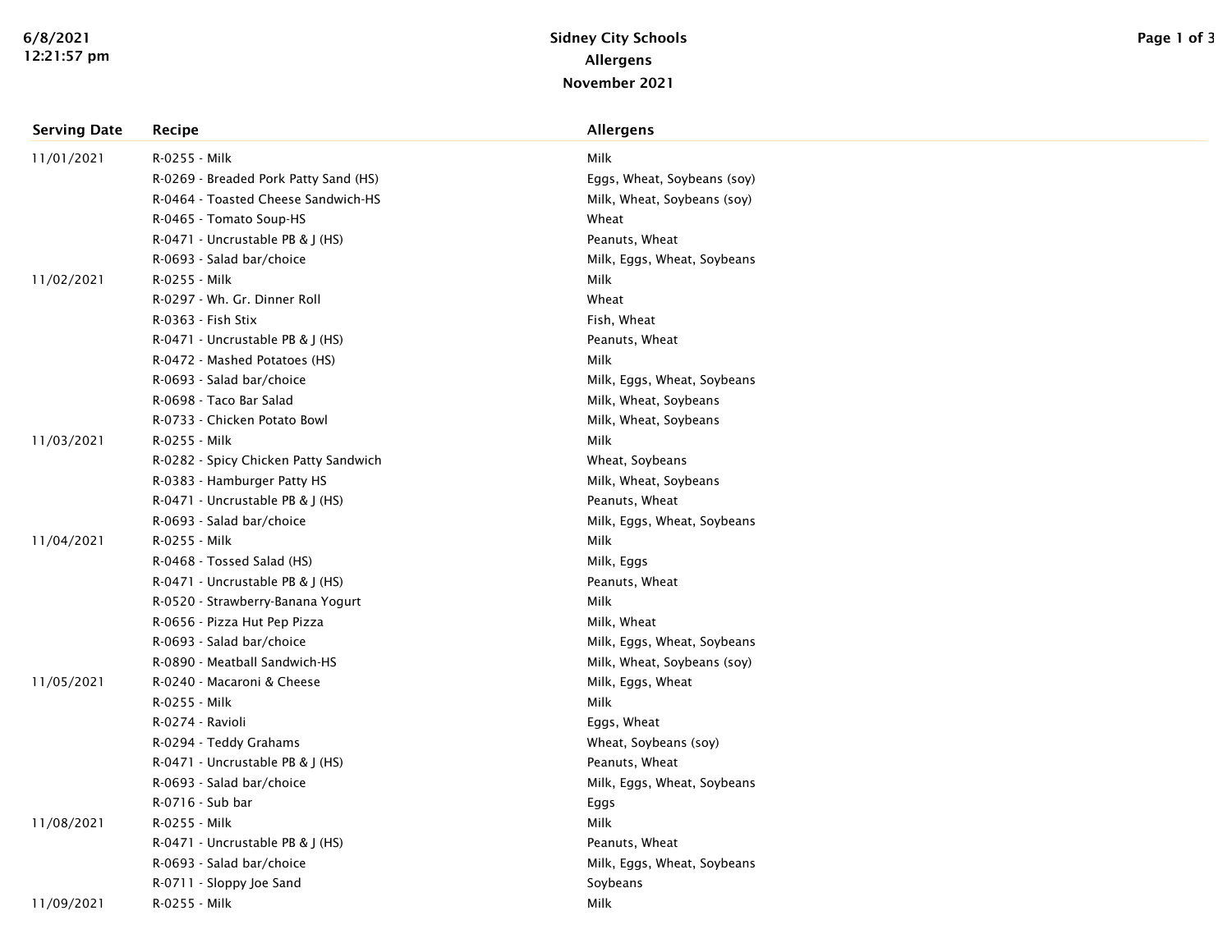# Sidney City Schools
## Allergens
### November 2021

| Serving Date | Recipe | Allergens |
|---|---|---|
| 11/01/2021 | R-0255 - Milk | Milk |
| | R-0269 - Breaded Pork Patty Sand (HS) | Eggs, Wheat, Soybeans (soy) |
| | R-0464 - Toasted Cheese Sandwich-HS | Milk, Wheat, Soybeans (soy) |
| | R-0465 - Tomato Soup-HS | Wheat |
| | R-0471 - Uncrustable PB & J (HS) | Peanuts, Wheat |
| | R-0693 - Salad bar/choice | Milk, Eggs, Wheat, Soybeans |
| 11/02/2021 | R-0255 - Milk | Milk |
| | R-0297 - Wh. Gr. Dinner Roll | Wheat |
| | R-0363 - Fish Stix | Fish, Wheat |
| | R-0471 - Uncrustable PB & J (HS) | Peanuts, Wheat |
| | R-0472 - Mashed Potatoes (HS) | Milk |
| | R-0693 - Salad bar/choice | Milk, Eggs, Wheat, Soybeans |
| | R-0698 - Taco Bar Salad | Milk, Wheat, Soybeans |
| | R-0733 - Chicken Potato Bowl | Milk, Wheat, Soybeans |
| 11/03/2021 | R-0255 - Milk | Milk |
| | R-0282 - Spicy Chicken Patty Sandwich | Wheat, Soybeans |
| | R-0383 - Hamburger Patty HS | Milk, Wheat, Soybeans |
| | R-0471 - Uncrustable PB & J (HS) | Peanuts, Wheat |
| | R-0693 - Salad bar/choice | Milk, Eggs, Wheat, Soybeans |
| 11/04/2021 | R-0255 - Milk | Milk |
| | R-0468 - Tossed Salad (HS) | Milk, Eggs |
| | R-0471 - Uncrustable PB & J (HS) | Peanuts, Wheat |
| | R-0520 - Strawberry-Banana Yogurt | Milk |
| | R-0656 - Pizza Hut Pep Pizza | Milk, Wheat |
| | R-0693 - Salad bar/choice | Milk, Eggs, Wheat, Soybeans |
| | R-0890 - Meatball Sandwich-HS | Milk, Wheat, Soybeans (soy) |
| 11/05/2021 | R-0240 - Macaroni & Cheese | Milk, Eggs, Wheat |
| | R-0255 - Milk | Milk |
| | R-0274 - Ravioli | Eggs, Wheat |
| | R-0294 - Teddy Grahams | Wheat, Soybeans (soy) |
| | R-0471 - Uncrustable PB & J (HS) | Peanuts, Wheat |
| | R-0693 - Salad bar/choice | Milk, Eggs, Wheat, Soybeans |
| | R-0716 - Sub bar | Eggs |
| 11/08/2021 | R-0255 - Milk | Milk |
| | R-0471 - Uncrustable PB & J (HS) | Peanuts, Wheat |
| | R-0693 - Salad bar/choice | Milk, Eggs, Wheat, Soybeans |
| | R-0711 - Sloppy Joe Sand | Soybeans |
| 11/09/2021 | R-0255 - Milk | Milk |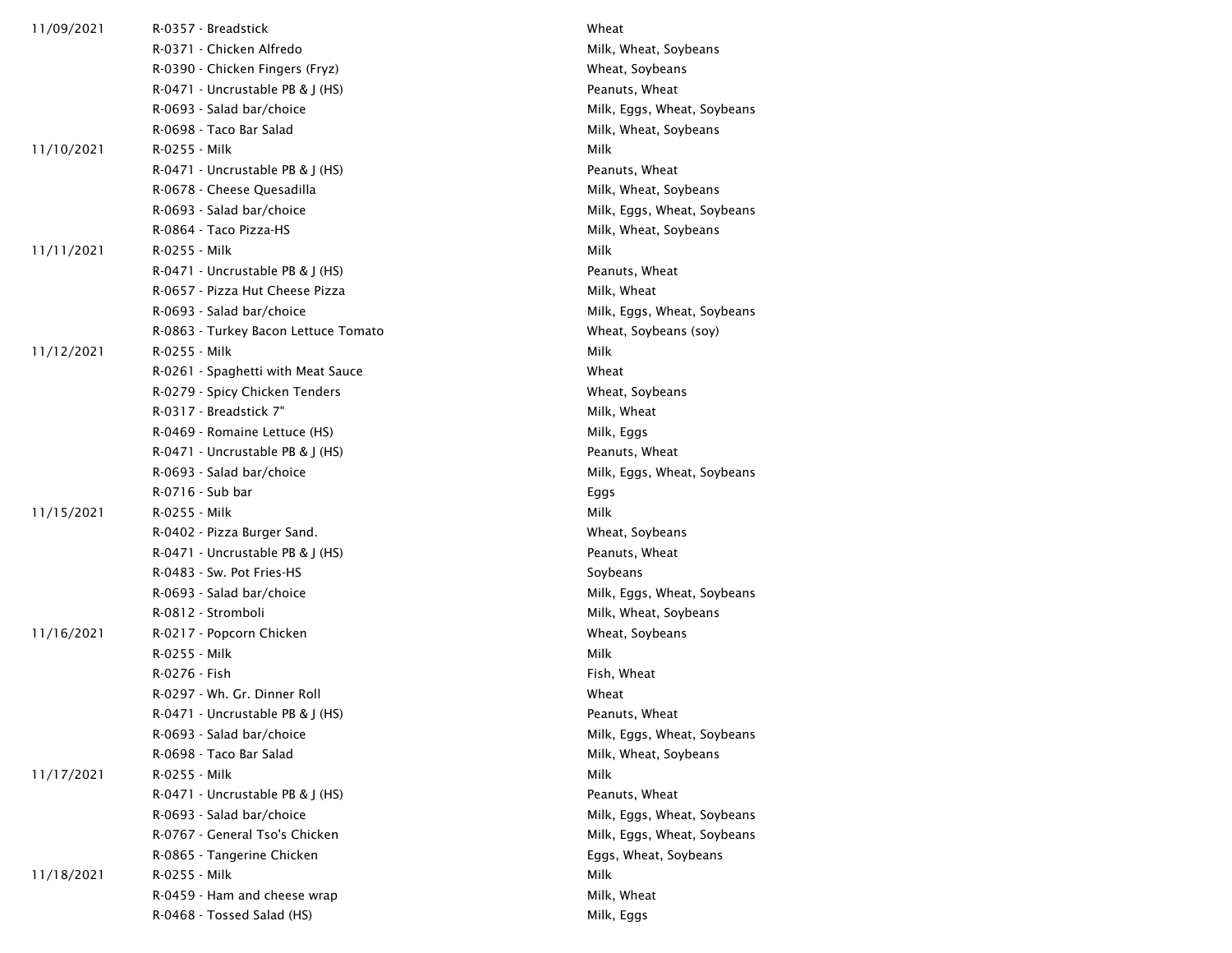| | | |
|---|---|---|
| 11/09/2021 | R-0357 - Breadstick | Wheat |
| | R-0371 - Chicken Alfredo | Milk, Wheat, Soybeans |
| | R-0390 - Chicken Fingers (Fryz) | Wheat, Soybeans |
| | R-0471 - Uncrustable PB & J (HS) | Peanuts, Wheat |
| | R-0693 - Salad bar/choice | Milk, Eggs, Wheat, Soybeans |
| | R-0698 - Taco Bar Salad | Milk, Wheat, Soybeans |
| 11/10/2021 | R-0255 - Milk | Milk |
| | R-0471 - Uncrustable PB & J (HS) | Peanuts, Wheat |
| | R-0678 - Cheese Quesadilla | Milk, Wheat, Soybeans |
| | R-0693 - Salad bar/choice | Milk, Eggs, Wheat, Soybeans |
| | R-0864 - Taco Pizza-HS | Milk, Wheat, Soybeans |
| 11/11/2021 | R-0255 - Milk | Milk |
| | R-0471 - Uncrustable PB & J (HS) | Peanuts, Wheat |
| | R-0657 - Pizza Hut Cheese Pizza | Milk, Wheat |
| | R-0693 - Salad bar/choice | Milk, Eggs, Wheat, Soybeans |
| | R-0863 - Turkey Bacon Lettuce Tomato | Wheat, Soybeans (soy) |
| 11/12/2021 | R-0255 - Milk | Milk |
| | R-0261 - Spaghetti with Meat Sauce | Wheat |
| | R-0279 - Spicy Chicken Tenders | Wheat, Soybeans |
| | R-0317 - Breadstick 7" | Milk, Wheat |
| | R-0469 - Romaine Lettuce (HS) | Milk, Eggs |
| | R-0471 - Uncrustable PB & J (HS) | Peanuts, Wheat |
| | R-0693 - Salad bar/choice | Milk, Eggs, Wheat, Soybeans |
| | R-0716 - Sub bar | Eggs |
| 11/15/2021 | R-0255 - Milk | Milk |
| | R-0402 - Pizza Burger Sand. | Wheat, Soybeans |
| | R-0471 - Uncrustable PB & J (HS) | Peanuts, Wheat |
| | R-0483 - Sw. Pot Fries-HS | Soybeans |
| | R-0693 - Salad bar/choice | Milk, Eggs, Wheat, Soybeans |
| | R-0812 - Stromboli | Milk, Wheat, Soybeans |
| 11/16/2021 | R-0217 - Popcorn Chicken | Wheat, Soybeans |
| | R-0255 - Milk | Milk |
| | R-0276 - Fish | Fish, Wheat |
| | R-0297 - Wh. Gr. Dinner Roll | Wheat |
| | R-0471 - Uncrustable PB & J (HS) | Peanuts, Wheat |
| | R-0693 - Salad bar/choice | Milk, Eggs, Wheat, Soybeans |
| | R-0698 - Taco Bar Salad | Milk, Wheat, Soybeans |
| 11/17/2021 | R-0255 - Milk | Milk |
| | R-0471 - Uncrustable PB & J (HS) | Peanuts, Wheat |
| | R-0693 - Salad bar/choice | Milk, Eggs, Wheat, Soybeans |
| | R-0767 - General Tso's Chicken | Milk, Eggs, Wheat, Soybeans |
| | R-0865 - Tangerine Chicken | Eggs, Wheat, Soybeans |
| 11/18/2021 | R-0255 - Milk | Milk |
| | R-0459 - Ham and cheese wrap | Milk, Wheat |
| | R-0468 - Tossed Salad (HS) | Milk, Eggs |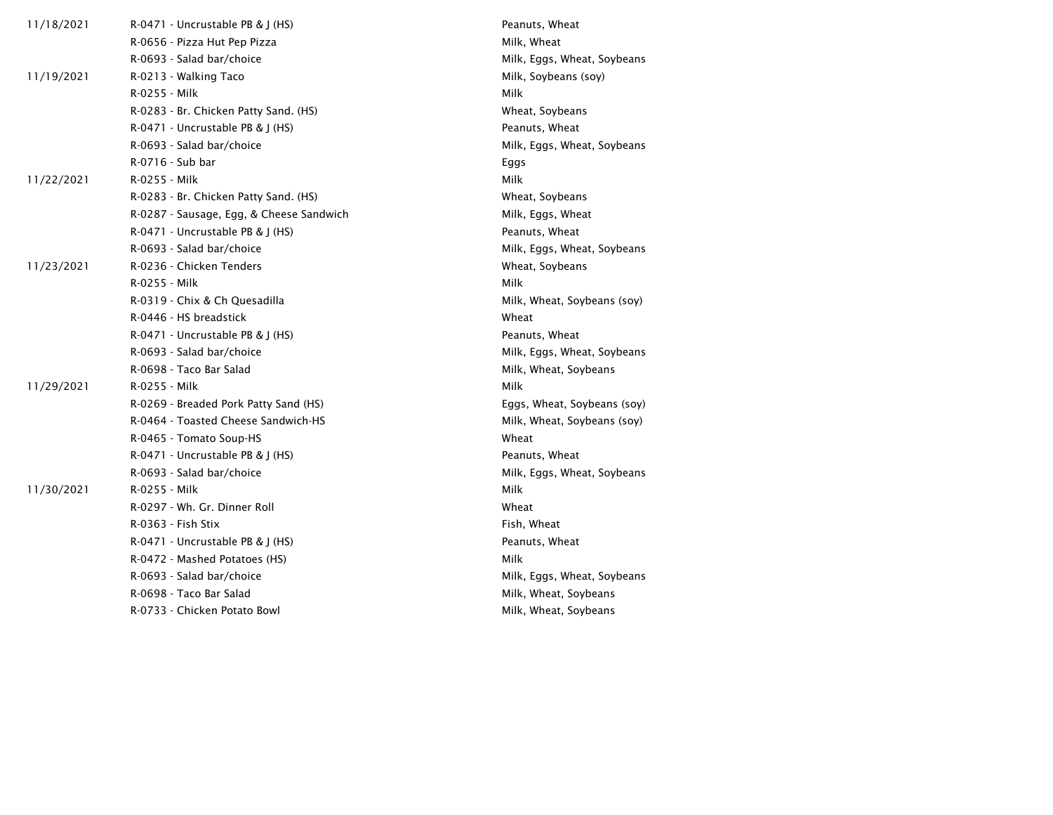| | | |
|---|---|---|
| 11/18/2021 | R-0471 - Uncrustable PB & J (HS) | Peanuts, Wheat |
| | R-0656 - Pizza Hut Pep Pizza | Milk, Wheat |
| | R-0693 - Salad bar/choice | Milk, Eggs, Wheat, Soybeans |
| 11/19/2021 | R-0213 - Walking Taco | Milk, Soybeans (soy) |
| | R-0255 - Milk | Milk |
| | R-0283 - Br. Chicken Patty Sand. (HS) | Wheat, Soybeans |
| | R-0471 - Uncrustable PB & J (HS) | Peanuts, Wheat |
| | R-0693 - Salad bar/choice | Milk, Eggs, Wheat, Soybeans |
| | R-0716 - Sub bar | Eggs |
| 11/22/2021 | R-0255 - Milk | Milk |
| | R-0283 - Br. Chicken Patty Sand. (HS) | Wheat, Soybeans |
| | R-0287 - Sausage, Egg, & Cheese Sandwich | Milk, Eggs, Wheat |
| | R-0471 - Uncrustable PB & J (HS) | Peanuts, Wheat |
| | R-0693 - Salad bar/choice | Milk, Eggs, Wheat, Soybeans |
| 11/23/2021 | R-0236 - Chicken Tenders | Wheat, Soybeans |
| | R-0255 - Milk | Milk |
| | R-0319 - Chix & Ch Quesadilla | Milk, Wheat, Soybeans (soy) |
| | R-0446 - HS breadstick | Wheat |
| | R-0471 - Uncrustable PB & J (HS) | Peanuts, Wheat |
| | R-0693 - Salad bar/choice | Milk, Eggs, Wheat, Soybeans |
| | R-0698 - Taco Bar Salad | Milk, Wheat, Soybeans |
| 11/29/2021 | R-0255 - Milk | Milk |
| | R-0269 - Breaded Pork Patty Sand (HS) | Eggs, Wheat, Soybeans (soy) |
| | R-0464 - Toasted Cheese Sandwich-HS | Milk, Wheat, Soybeans (soy) |
| | R-0465 - Tomato Soup-HS | Wheat |
| | R-0471 - Uncrustable PB & J (HS) | Peanuts, Wheat |
| | R-0693 - Salad bar/choice | Milk, Eggs, Wheat, Soybeans |
| 11/30/2021 | R-0255 - Milk | Milk |
| | R-0297 - Wh. Gr. Dinner Roll | Wheat |
| | R-0363 - Fish Stix | Fish, Wheat |
| | R-0471 - Uncrustable PB & J (HS) | Peanuts, Wheat |
| | R-0472 - Mashed Potatoes (HS) | Milk |
| | R-0693 - Salad bar/choice | Milk, Eggs, Wheat, Soybeans |
| | R-0698 - Taco Bar Salad | Milk, Wheat, Soybeans |
| | R-0733 - Chicken Potato Bowl | Milk, Wheat, Soybeans |